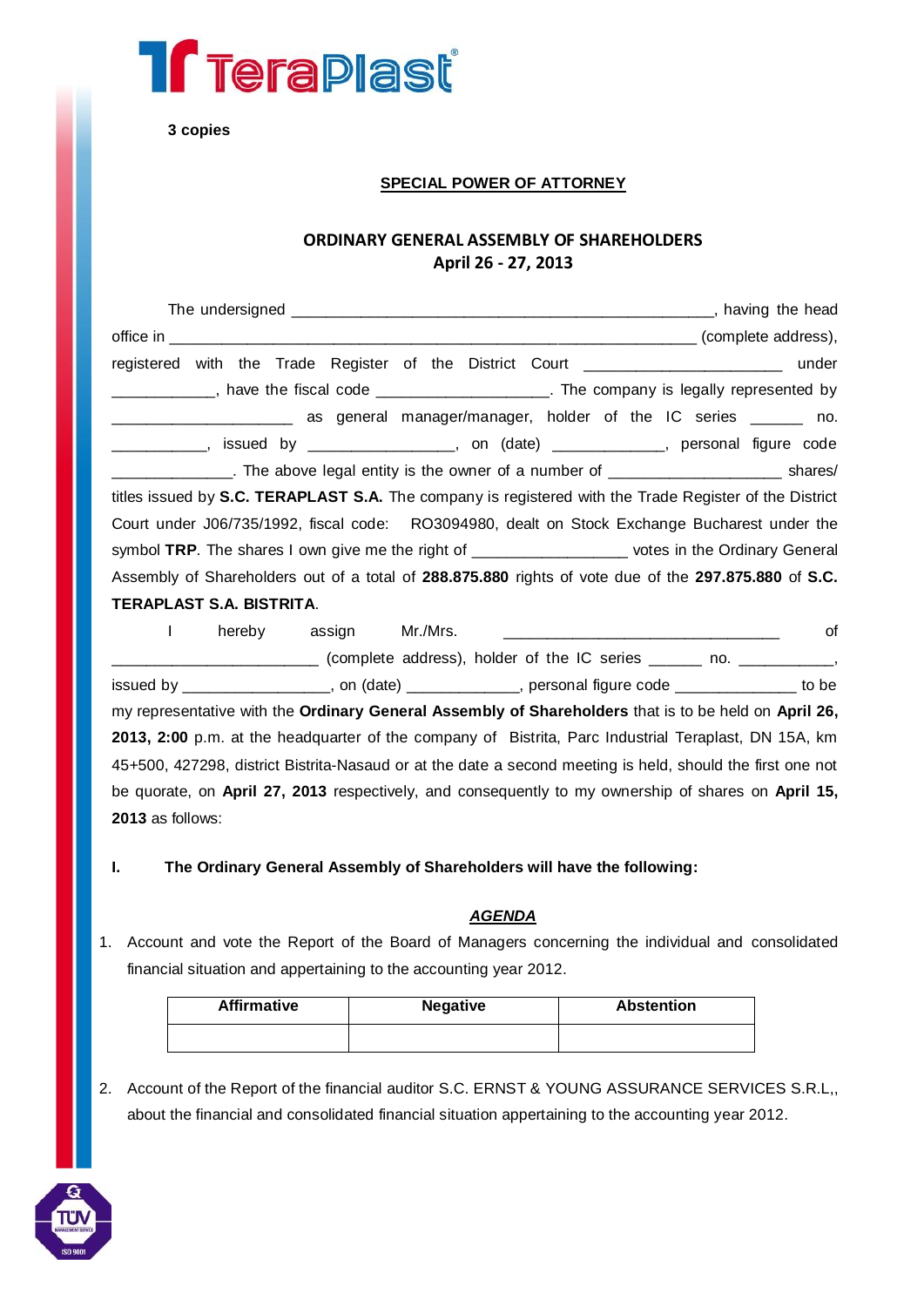**3 copies**

## SPECIAL POWER OF ATTORNEY

### ORDINARY GENERAL ASSEMBLY OF SHAREHOLDERS
### April 26 - 27, 2013

The undersigned ________________________________________________, having the head office in ____________________________________________________________ (complete address), registered with the Trade Register of the District Court ______________________ under ___________, have the fiscal code ___________________. The company is legally represented by ____________________ as general manager/manager, holder of the IC series ______ no. ___________, issued by ________________, on (date) _____________, personal figure code ______________. The above legal entity is the owner of a number of ___________________ shares/ titles issued by **S.C. TERAPLAST S.A.** The company is registered with the Trade Register of the District Court under J06/735/1992, fiscal code: RO3094980, dealt on Stock Exchange Bucharest under the symbol **TRP**. The shares I own give me the right of _________________ votes in the Ordinary General Assembly of Shareholders out of a total of **288.875.880** rights of vote due of the **297.875.880** of **S.C. TERAPLAST S.A. BISTRITA**.

I hereby assign Mr./Mrs. ________________________________ of _______________________ (complete address), holder of the IC series ______ no. ___________, issued by ________________, on (date) _____________, personal figure code ______________ to be my representative with the **Ordinary General Assembly of Shareholders** that is to be held on **April 26, 2013, 2:00** p.m. at the headquarter of the company of Bistrita, Parc Industrial Teraplast, DN 15A, km 45+500, 427298, district Bistrita-Nasaud or at the date a second meeting is held, should the first one not be quorate, on **April 27, 2013** respectively, and consequently to my ownership of shares on **April 15, 2013** as follows:

**I. The Ordinary General Assembly of Shareholders will have the following:**

***AGENDA***

1. Account and vote the Report of the Board of Managers concerning the individual and consolidated financial situation and appertaining to the accounting year 2012.

| Affirmative | Negative | Abstention |
|---|---|---|
| | | |

2. Account of the Report of the financial auditor S.C. ERNST & YOUNG ASSURANCE SERVICES S.R.L,, about the financial and consolidated financial situation appertaining to the accounting year 2012.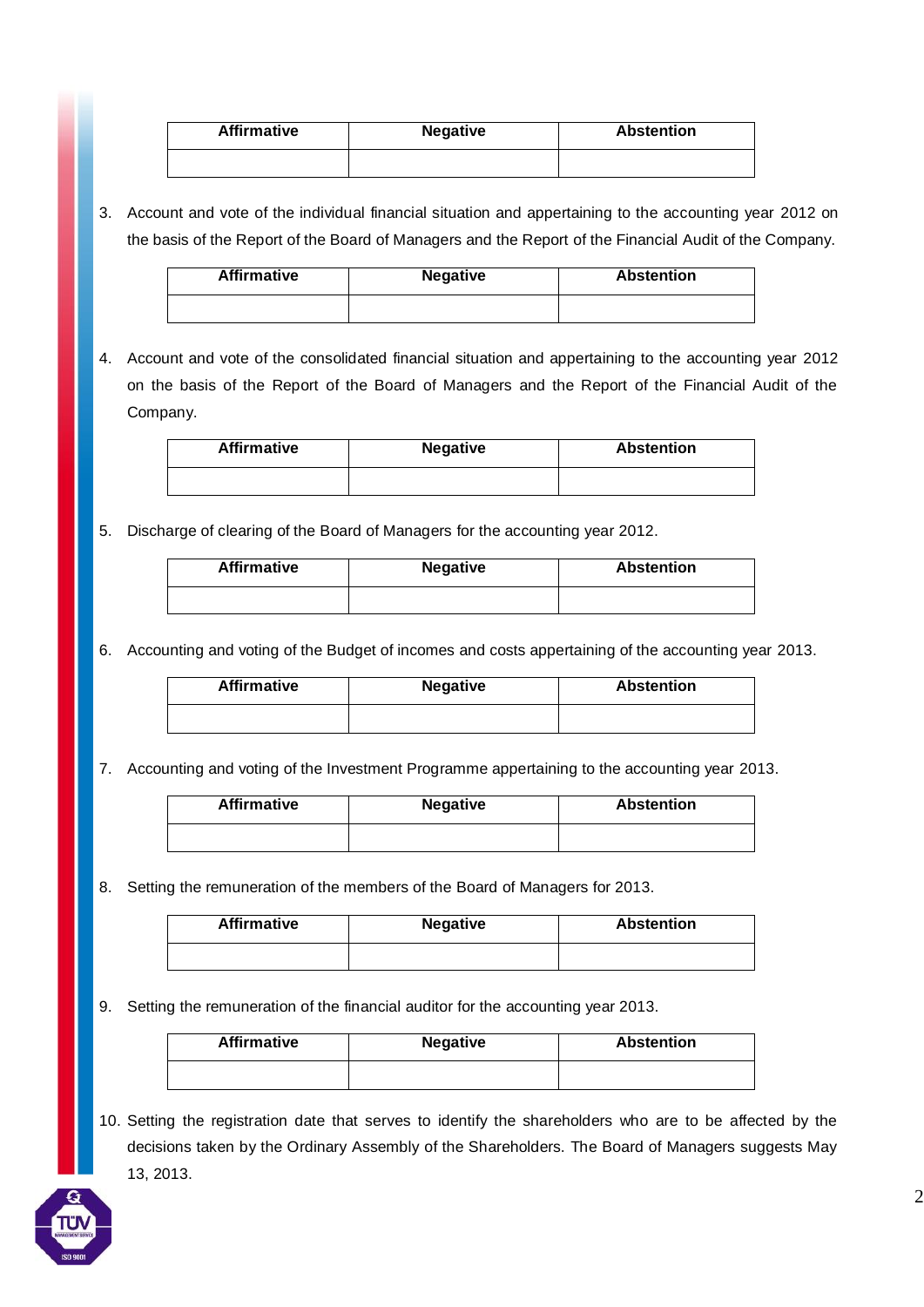| Affirmative | Negative | Abstention |
|---|---|---|
| | | |

3. Account and vote of the individual financial situation and appertaining to the accounting year 2012 on the basis of the Report of the Board of Managers and the Report of the Financial Audit of the Company.

| Affirmative | Negative | Abstention |
|---|---|---|
| | | |

4. Account and vote of the consolidated financial situation and appertaining to the accounting year 2012 on the basis of the Report of the Board of Managers and the Report of the Financial Audit of the Company.

| Affirmative | Negative | Abstention |
|---|---|---|
| | | |

5. Discharge of clearing of the Board of Managers for the accounting year 2012.

| Affirmative | Negative | Abstention |
|---|---|---|
| | | |

6. Accounting and voting of the Budget of incomes and costs appertaining of the accounting year 2013.

| Affirmative | Negative | Abstention |
|---|---|---|
| | | |

7. Accounting and voting of the Investment Programme appertaining to the accounting year 2013.

| Affirmative | Negative | Abstention |
|---|---|---|
| | | |

8. Setting the remuneration of the members of the Board of Managers for 2013.

| Affirmative | Negative | Abstention |
|---|---|---|
| | | |

9. Setting the remuneration of the financial auditor for the accounting year 2013.

| Affirmative | Negative | Abstention |
|---|---|---|
| | | |

10. Setting the registration date that serves to identify the shareholders who are to be affected by the decisions taken by the Ordinary Assembly of the Shareholders. The Board of Managers suggests May 13, 2013.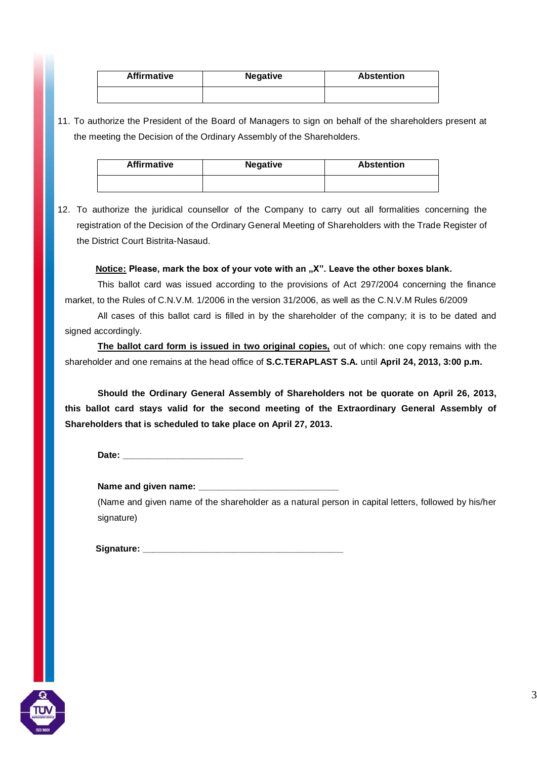| Affirmative | Negative | Abstention |
| --- | --- | --- |
| | | |

11. To authorize the President of the Board of Managers to sign on behalf of the shareholders present at the meeting the Decision of the Ordinary Assembly of the Shareholders.

| Affirmative | Negative | Abstention |
| --- | --- | --- |
| | | |

12. To authorize the juridical counsellor of the Company to carry out all formalities concerning the registration of the Decision of the Ordinary General Meeting of Shareholders with the Trade Register of the District Court Bistrita-Nasaud.

**Notice: Please, mark the box of your vote with an „X". Leave the other boxes blank.**

This ballot card was issued according to the provisions of Act 297/2004 concerning the finance market, to the Rules of C.N.V.M. 1/2006 in the version 31/2006, as well as the C.N.V.M Rules 6/2009

All cases of this ballot card is filled in by the shareholder of the company; it is to be dated and signed accordingly.

**The ballot card form is issued in two original copies,** out of which: one copy remains with the shareholder and one remains at the head office of **S.C.TERAPLAST S.A.** until **April 24, 2013, 3:00 p.m.**

**Should the Ordinary General Assembly of Shareholders not be quorate on April 26, 2013, this ballot card stays valid for the second meeting of the Extraordinary General Assembly of Shareholders that is scheduled to take place on April 27, 2013.**

**Date:** ________________________

**Name and given name:** ____________________________

(Name and given name of the shareholder as a natural person in capital letters, followed by his/her signature)

**Signature:** ________________________________________